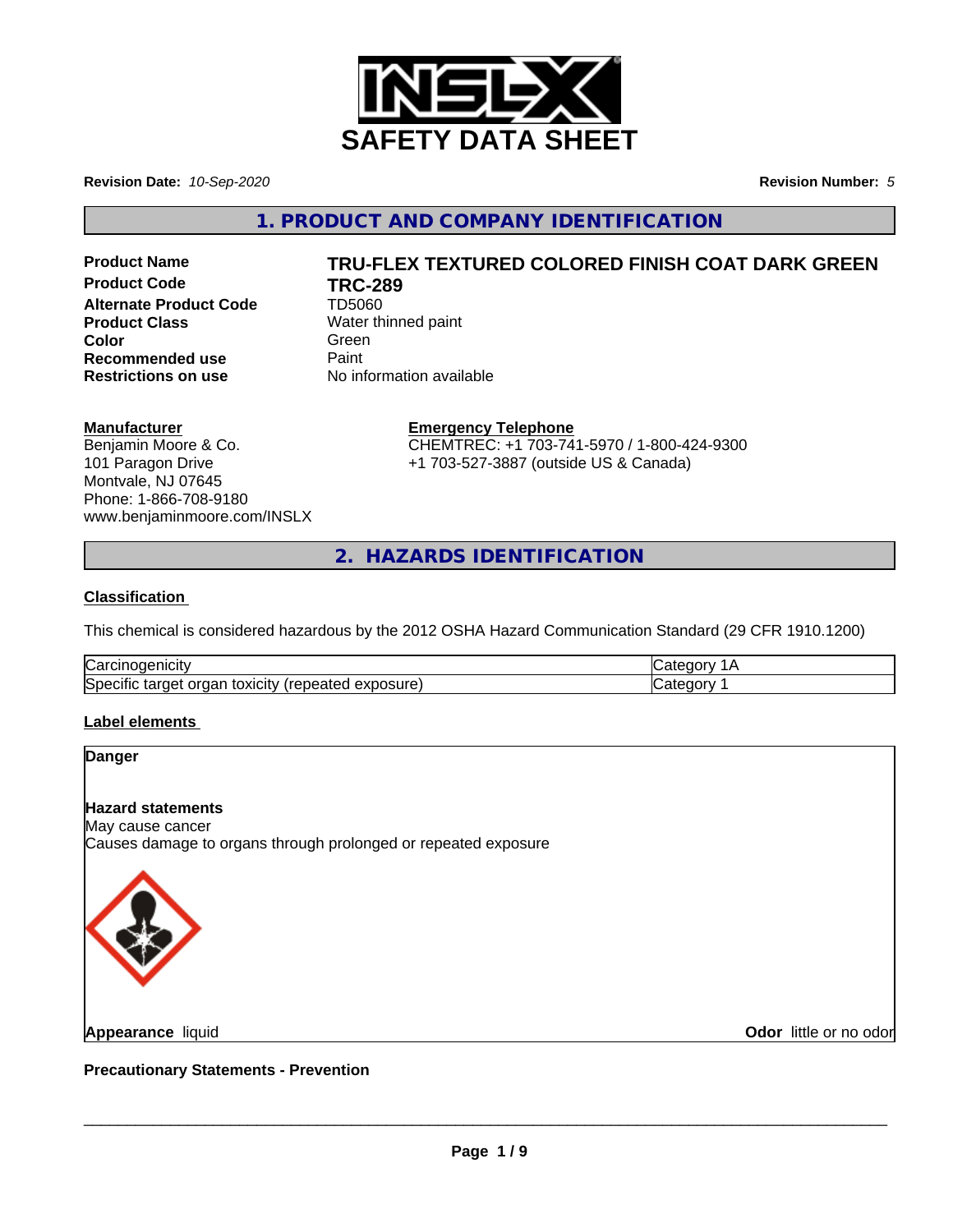# SAFETY DATA SHEET

**Revision Date:** *10-Sep-2020*

**Revision Number:** *5*

## 1. PRODUCT AND COMPANY IDENTIFICATION

| | |
|---|---|
| **Product Name** | **TRU-FLEX TEXTURED COLORED FINISH COAT DARK GREEN** |
| **Product Code** | **TRC-289** |
| **Alternate Product Code** | TD5060 |
| **Product Class** | Water thinned paint |
| **Color** | Green |
| **Recommended use** | Paint |
| **Restrictions on use** | No information available |

**Manufacturer**
Benjamin Moore & Co.
101 Paragon Drive
Montvale, NJ 07645
Phone: 1-866-708-9180
www.benjaminmoore.com/INSLX

**Emergency Telephone**
CHEMTREC: +1 703-741-5970 / 1-800-424-9300
+1 703-527-3887 (outside US & Canada)

## 2. HAZARDS IDENTIFICATION

**Classification**

This chemical is considered hazardous by the 2012 OSHA Hazard Communication Standard (29 CFR 1910.1200)

| | |
|---|---|
| Carcinogenicity | Category 1A |
| Specific target organ toxicity (repeated exposure) | Category 1 |

**Label elements**

**Danger**

**Hazard statements**
May cause cancer
Causes damage to organs through prolonged or repeated exposure

**Appearance** liquid

**Odor** little or no odor

**Precautionary Statements - Prevention**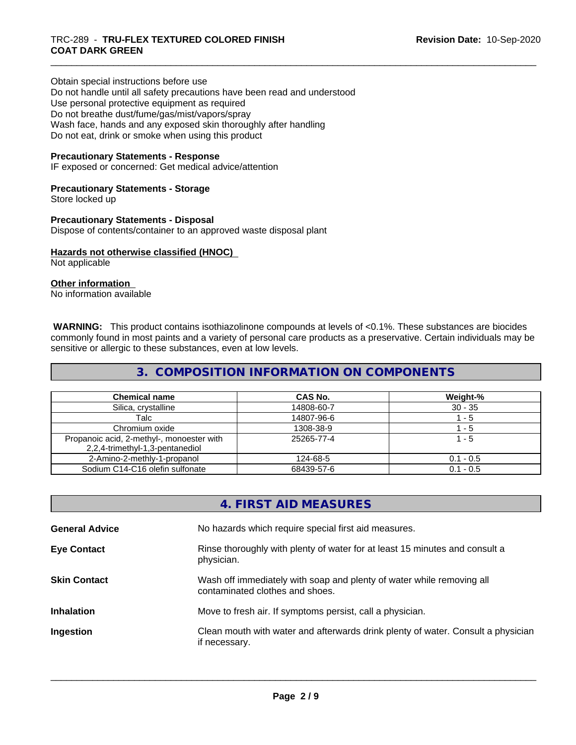Obtain special instructions before use
Do not handle until all safety precautions have been read and understood
Use personal protective equipment as required
Do not breathe dust/fume/gas/mist/vapors/spray
Wash face, hands and any exposed skin thoroughly after handling
Do not eat, drink or smoke when using this product

**Precautionary Statements - Response**
IF exposed or concerned: Get medical advice/attention

**Precautionary Statements - Storage**
Store locked up

**Precautionary Statements - Disposal**
Dispose of contents/container to an approved waste disposal plant

**Hazards not otherwise classified (HNOC)**
Not applicable

**Other information**
No information available

**WARNING:** This product contains isothiazolinone compounds at levels of <0.1%. These substances are biocides commonly found in most paints and a variety of personal care products as a preservative. Certain individuals may be sensitive or allergic to these substances, even at low levels.

## 3. COMPOSITION INFORMATION ON COMPONENTS

| Chemical name | CAS No. | Weight-% |
|---|---|---|
| Silica, crystalline | 14808-60-7 | 30 - 35 |
| Talc | 14807-96-6 | 1 - 5 |
| Chromium oxide | 1308-38-9 | 1 - 5 |
| Propanoic acid, 2-methyl-, monoester with 2,2,4-trimethyl-1,3-pentanediol | 25265-77-4 | 1 - 5 |
| 2-Amino-2-methly-1-propanol | 124-68-5 | 0.1 - 0.5 |
| Sodium C14-C16 olefin sulfonate | 68439-57-6 | 0.1 - 0.5 |

## 4. FIRST AID MEASURES

**General Advice** No hazards which require special first aid measures.

**Eye Contact** Rinse thoroughly with plenty of water for at least 15 minutes and consult a physician.

**Skin Contact** Wash off immediately with soap and plenty of water while removing all contaminated clothes and shoes.

**Inhalation** Move to fresh air. If symptoms persist, call a physician.

**Ingestion** Clean mouth with water and afterwards drink plenty of water. Consult a physician if necessary.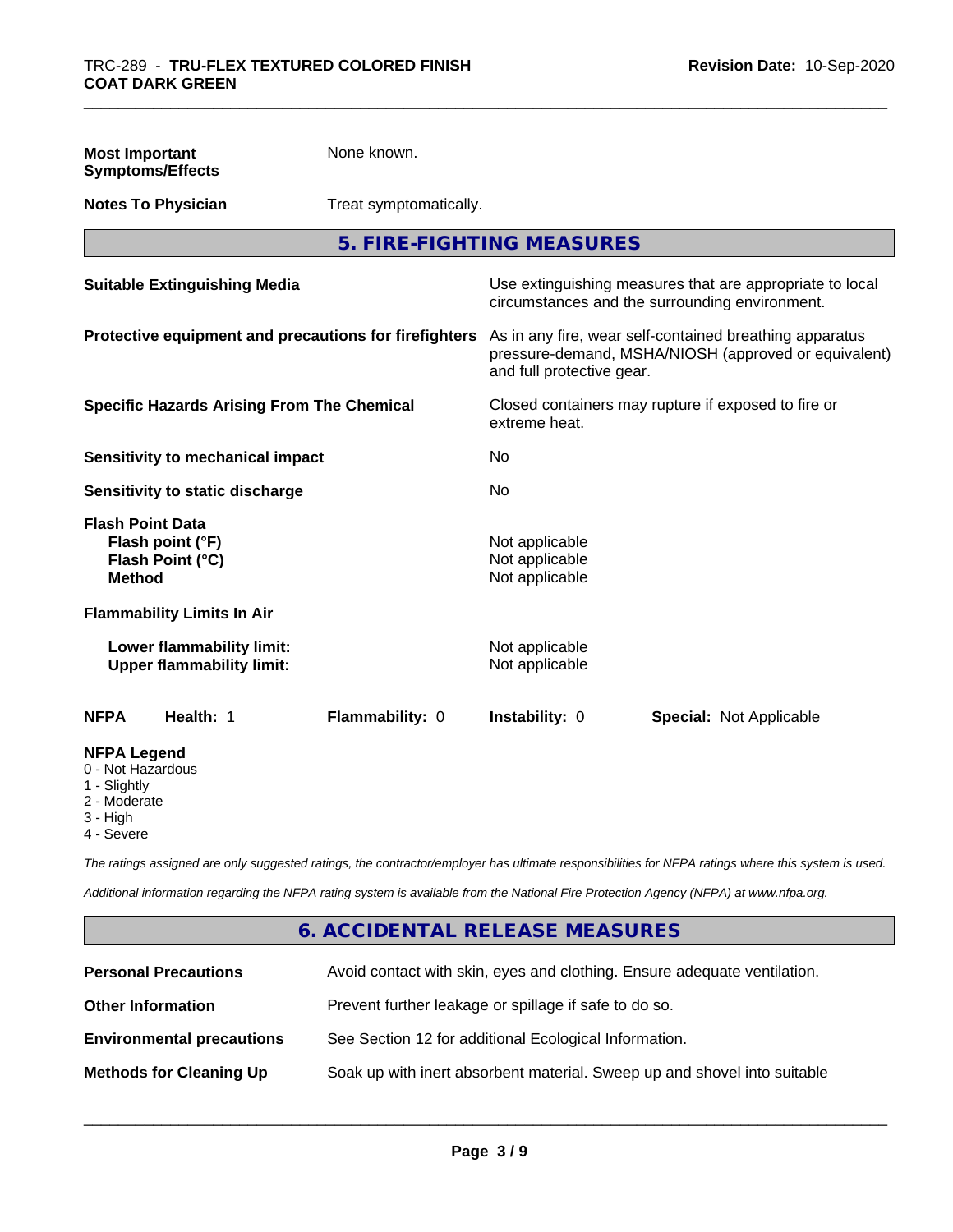| | |
|---|---|
| **Most Important Symptoms/Effects** | None known. |
| **Notes To Physician** | Treat symptomatically. |

## 5. FIRE-FIGHTING MEASURES

| | |
|---|---|
| **Suitable Extinguishing Media** | Use extinguishing measures that are appropriate to local circumstances and the surrounding environment. |
| **Protective equipment and precautions for firefighters** | As in any fire, wear self-contained breathing apparatus pressure-demand, MSHA/NIOSH (approved or equivalent) and full protective gear. |
| **Specific Hazards Arising From The Chemical** | Closed containers may rupture if exposed to fire or extreme heat. |
| **Sensitivity to mechanical impact** | No |
| **Sensitivity to static discharge** | No |

**Flash Point Data**

| | |
|---|---|
| **Flash point (°F)** | Not applicable |
| **Flash Point (°C)** | Not applicable |
| **Method** | Not applicable |

**Flammability Limits In Air**

| | |
|---|---|
| **Lower flammability limit:** | Not applicable |
| **Upper flammability limit:** | Not applicable |

| **NFPA** | **Health:** 1 | **Flammability:** 0 | **Instability:** 0 | **Special:** Not Applicable |
|---|---|---|---|---|

**NFPA Legend**
- 0 - Not Hazardous
- 1 - Slightly
- 2 - Moderate
- 3 - High
- 4 - Severe

*The ratings assigned are only suggested ratings, the contractor/employer has ultimate responsibilities for NFPA ratings where this system is used.*

*Additional information regarding the NFPA rating system is available from the National Fire Protection Agency (NFPA) at www.nfpa.org.*

## 6. ACCIDENTAL RELEASE MEASURES

| | |
|---|---|
| **Personal Precautions** | Avoid contact with skin, eyes and clothing. Ensure adequate ventilation. |
| **Other Information** | Prevent further leakage or spillage if safe to do so. |
| **Environmental precautions** | See Section 12 for additional Ecological Information. |
| **Methods for Cleaning Up** | Soak up with inert absorbent material. Sweep up and shovel into suitable |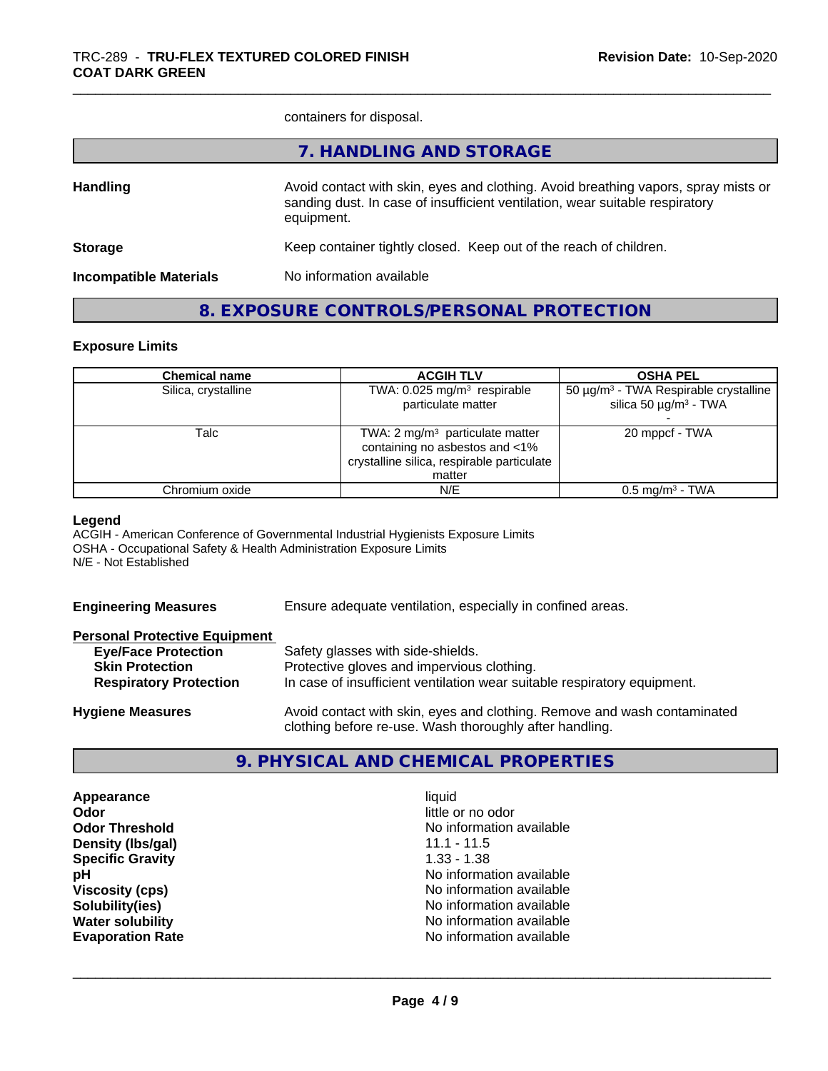containers for disposal.

## 7. HANDLING AND STORAGE

**Handling** Avoid contact with skin, eyes and clothing. Avoid breathing vapors, spray mists or sanding dust. In case of insufficient ventilation, wear suitable respiratory equipment.

**Storage** Keep container tightly closed. Keep out of the reach of children.

**Incompatible Materials** No information available

## 8. EXPOSURE CONTROLS/PERSONAL PROTECTION

### Exposure Limits

| Chemical name | ACGIH TLV | OSHA PEL |
|---|---|---|
| Silica, crystalline | TWA: 0.025 mg/m³ respirable particulate matter | 50 µg/m³ - TWA Respirable crystalline silica 50 µg/m³ - TWA - |
| Talc | TWA: 2 mg/m³ particulate matter containing no asbestos and <1% crystalline silica, respirable particulate matter | 20 mppcf - TWA |
| Chromium oxide | N/E | 0.5 mg/m³ - TWA |

**Legend**
ACGIH - American Conference of Governmental Industrial Hygienists Exposure Limits
OSHA - Occupational Safety & Health Administration Exposure Limits
N/E - Not Established

**Engineering Measures** Ensure adequate ventilation, especially in confined areas.

**Personal Protective Equipment**
- **Eye/Face Protection** Safety glasses with side-shields.
- **Skin Protection** Protective gloves and impervious clothing.
- **Respiratory Protection** In case of insufficient ventilation wear suitable respiratory equipment.

**Hygiene Measures** Avoid contact with skin, eyes and clothing. Remove and wash contaminated clothing before re-use. Wash thoroughly after handling.

## 9. PHYSICAL AND CHEMICAL PROPERTIES

| | |
|---|---|
| **Appearance** | liquid |
| **Odor** | little or no odor |
| **Odor Threshold** | No information available |
| **Density (lbs/gal)** | 11.1 - 11.5 |
| **Specific Gravity** | 1.33 - 1.38 |
| **pH** | No information available |
| **Viscosity (cps)** | No information available |
| **Solubility(ies)** | No information available |
| **Water solubility** | No information available |
| **Evaporation Rate** | No information available |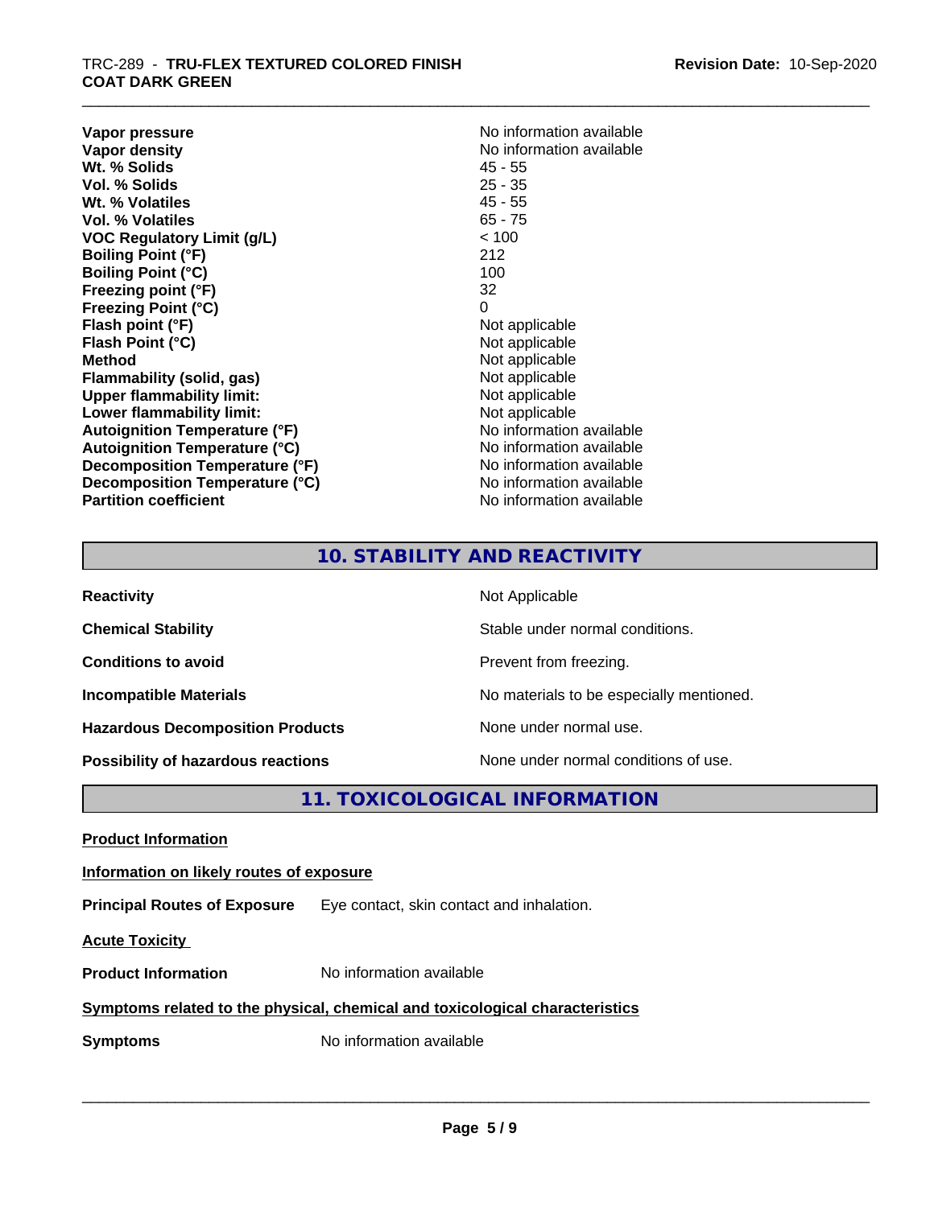| | |
|---|---|
| **Vapor pressure** | No information available |
| **Vapor density** | No information available |
| **Wt. % Solids** | 45 - 55 |
| **Vol. % Solids** | 25 - 35 |
| **Wt. % Volatiles** | 45 - 55 |
| **Vol. % Volatiles** | 65 - 75 |
| **VOC Regulatory Limit (g/L)** | < 100 |
| **Boiling Point (°F)** | 212 |
| **Boiling Point (°C)** | 100 |
| **Freezing point (°F)** | 32 |
| **Freezing Point (°C)** | 0 |
| **Flash point (°F)** | Not applicable |
| **Flash Point (°C)** | Not applicable |
| **Method** | Not applicable |
| **Flammability (solid, gas)** | Not applicable |
| **Upper flammability limit:** | Not applicable |
| **Lower flammability limit:** | Not applicable |
| **Autoignition Temperature (°F)** | No information available |
| **Autoignition Temperature (°C)** | No information available |
| **Decomposition Temperature (°F)** | No information available |
| **Decomposition Temperature (°C)** | No information available |
| **Partition coefficient** | No information available |

## 10. STABILITY AND REACTIVITY

| | |
|---|---|
| **Reactivity** | Not Applicable |
| **Chemical Stability** | Stable under normal conditions. |
| **Conditions to avoid** | Prevent from freezing. |
| **Incompatible Materials** | No materials to be especially mentioned. |
| **Hazardous Decomposition Products** | None under normal use. |
| **Possibility of hazardous reactions** | None under normal conditions of use. |

## 11. TOXICOLOGICAL INFORMATION

**Product Information**

**Information on likely routes of exposure**

**Principal Routes of Exposure** Eye contact, skin contact and inhalation.

**Acute Toxicity**

**Product Information** No information available

**Symptoms related to the physical, chemical and toxicological characteristics**

**Symptoms** No information available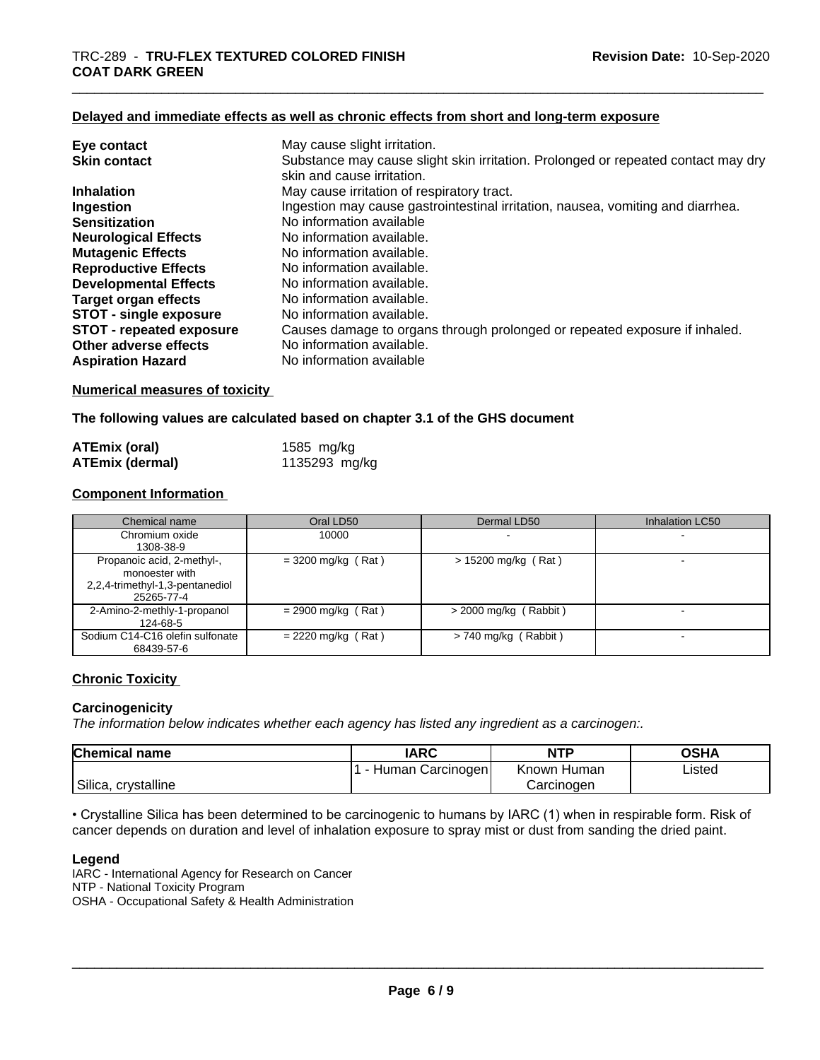#### Delayed and immediate effects as well as chronic effects from short and long-term exposure

| | |
|---|---|
| **Eye contact** | May cause slight irritation. |
| **Skin contact** | Substance may cause slight skin irritation. Prolonged or repeated contact may dry skin and cause irritation. |
| **Inhalation** | May cause irritation of respiratory tract. |
| **Ingestion** | Ingestion may cause gastrointestinal irritation, nausea, vomiting and diarrhea. |
| **Sensitization** | No information available |
| **Neurological Effects** | No information available. |
| **Mutagenic Effects** | No information available. |
| **Reproductive Effects** | No information available. |
| **Developmental Effects** | No information available. |
| **Target organ effects** | No information available. |
| **STOT - single exposure** | No information available. |
| **STOT - repeated exposure** | Causes damage to organs through prolonged or repeated exposure if inhaled. |
| **Other adverse effects** | No information available. |
| **Aspiration Hazard** | No information available |

#### Numerical measures of toxicity

**The following values are calculated based on chapter 3.1 of the GHS document**

| | |
|---|---|
| **ATEmix (oral)** | 1585 mg/kg |
| **ATEmix (dermal)** | 1135293 mg/kg |

#### Component Information

| Chemical name | Oral LD50 | Dermal LD50 | Inhalation LC50 |
|---|---|---|---|
| Chromium oxide<br>1308-38-9 | 10000 | - | - |
| Propanoic acid, 2-methyl-, monoester with 2,2,4-trimethyl-1,3-pentanediol<br>25265-77-4 | = 3200 mg/kg ( Rat ) | > 15200 mg/kg ( Rat ) | - |
| 2-Amino-2-methly-1-propanol<br>124-68-5 | = 2900 mg/kg ( Rat ) | > 2000 mg/kg ( Rabbit ) | - |
| Sodium C14-C16 olefin sulfonate<br>68439-57-6 | = 2220 mg/kg ( Rat ) | > 740 mg/kg ( Rabbit ) | - |

#### Chronic Toxicity

**Carcinogenicity**

*The information below indicates whether each agency has listed any ingredient as a carcinogen:.*

| Chemical name | IARC | NTP | OSHA |
|---|---|---|---|
| Silica, crystalline | 1 - Human Carcinogen | Known Human Carcinogen | Listed |

• Crystalline Silica has been determined to be carcinogenic to humans by IARC (1) when in respirable form. Risk of cancer depends on duration and level of inhalation exposure to spray mist or dust from sanding the dried paint.

**Legend**

IARC - International Agency for Research on Cancer
NTP - National Toxicity Program
OSHA - Occupational Safety & Health Administration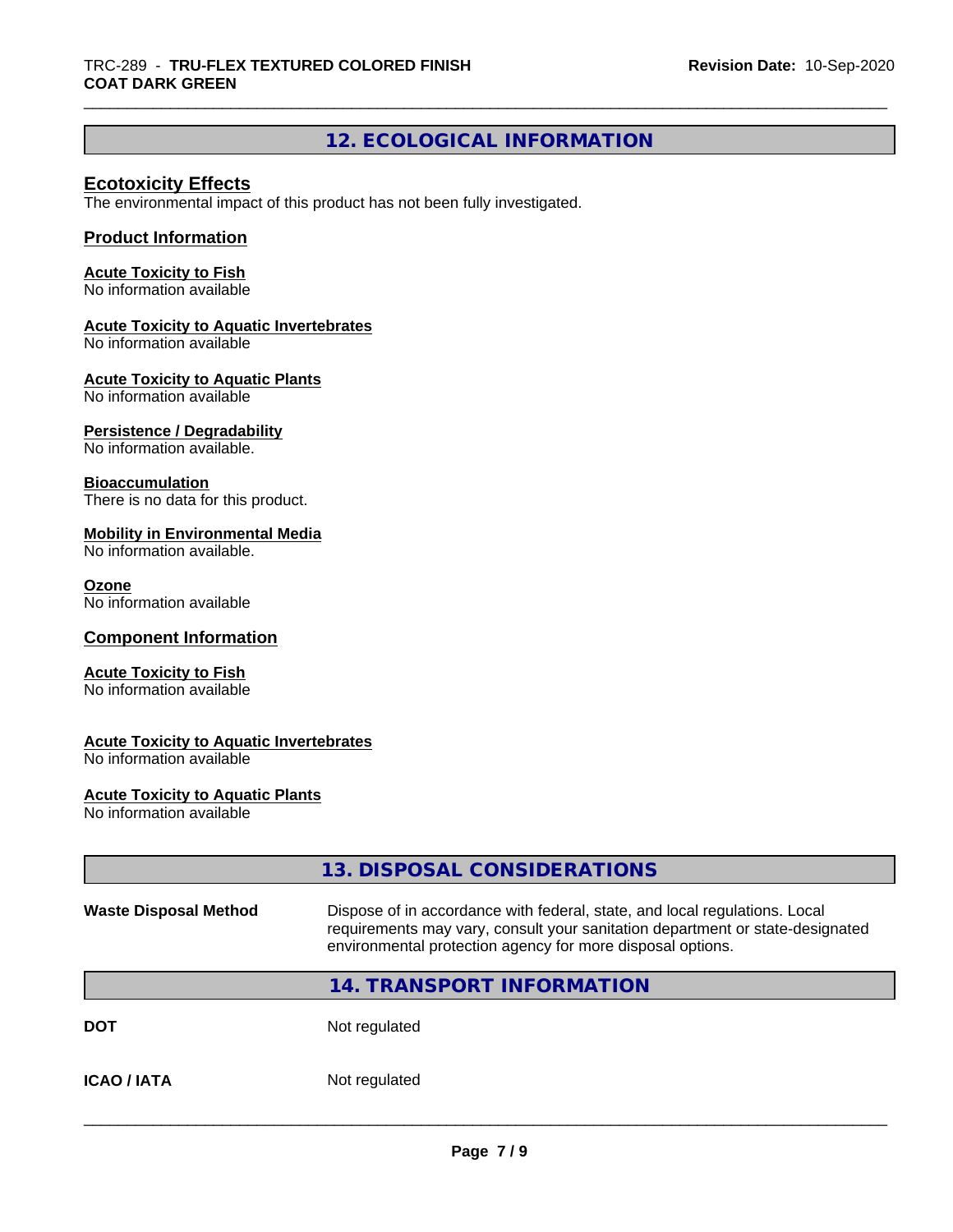## 12. ECOLOGICAL INFORMATION

### Ecotoxicity Effects

The environmental impact of this product has not been fully investigated.

### Product Information

**Acute Toxicity to Fish**
No information available

**Acute Toxicity to Aquatic Invertebrates**
No information available

**Acute Toxicity to Aquatic Plants**
No information available

**Persistence / Degradability**
No information available.

**Bioaccumulation**
There is no data for this product.

**Mobility in Environmental Media**
No information available.

**Ozone**
No information available

### Component Information

**Acute Toxicity to Fish**
No information available

**Acute Toxicity to Aquatic Invertebrates**
No information available

**Acute Toxicity to Aquatic Plants**
No information available

## 13. DISPOSAL CONSIDERATIONS

| | |
|---|---|
| **Waste Disposal Method** | Dispose of in accordance with federal, state, and local regulations. Local requirements may vary, consult your sanitation department or state-designated environmental protection agency for more disposal options. |

## 14. TRANSPORT INFORMATION

| | |
|---|---|
| **DOT** | Not regulated |
| **ICAO / IATA** | Not regulated |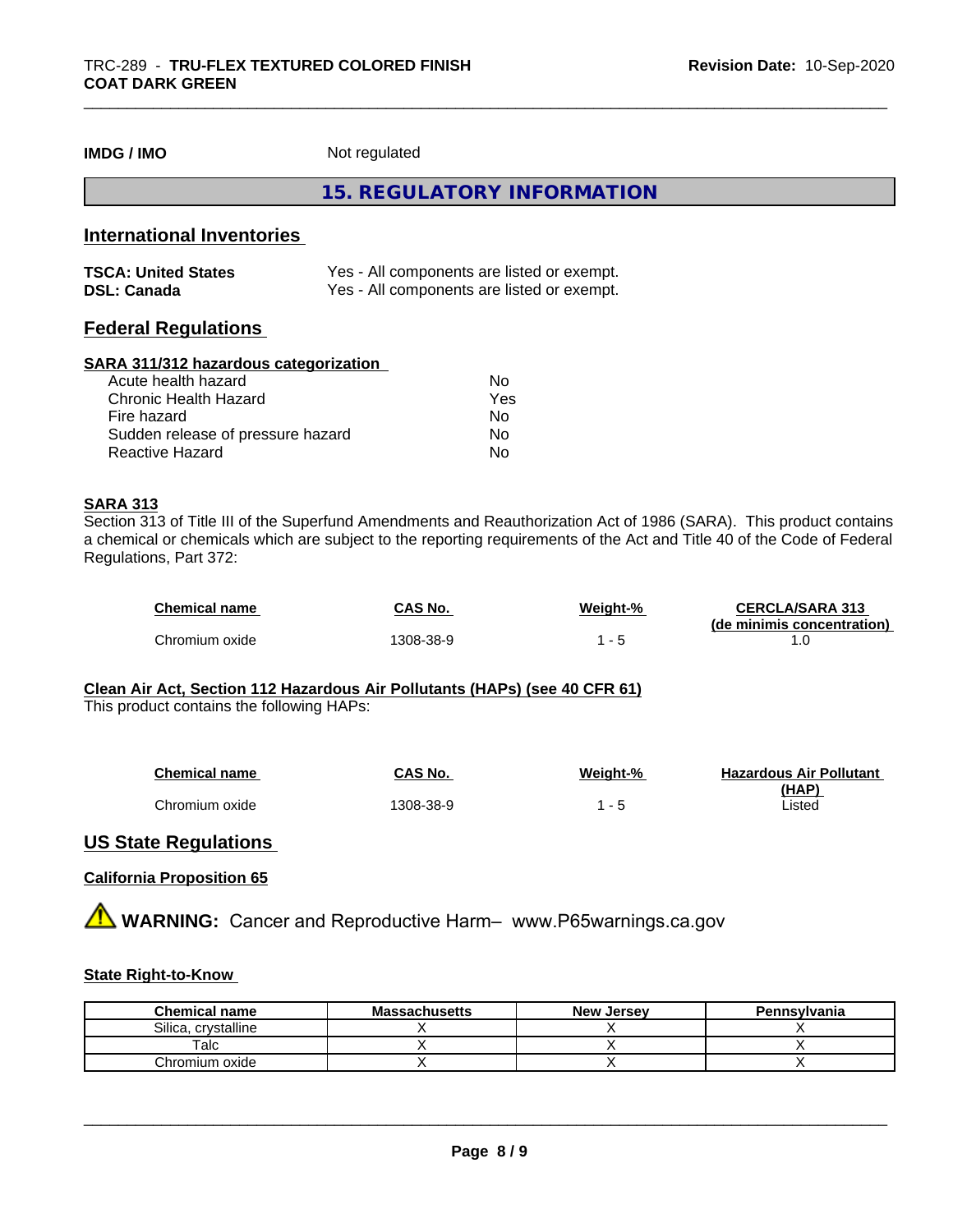| IMDG / IMO | Not regulated |
|---|---|

## 15. REGULATORY INFORMATION

### International Inventories

| | |
|---|---|
| **TSCA: United States** | Yes - All components are listed or exempt. |
| **DSL: Canada** | Yes - All components are listed or exempt. |

### Federal Regulations

**SARA 311/312 hazardous categorization**

| | |
|---|---|
| Acute health hazard | No |
| Chronic Health Hazard | Yes |
| Fire hazard | No |
| Sudden release of pressure hazard | No |
| Reactive Hazard | No |

**SARA 313**

Section 313 of Title III of the Superfund Amendments and Reauthorization Act of 1986 (SARA). This product contains a chemical or chemicals which are subject to the reporting requirements of the Act and Title 40 of the Code of Federal Regulations, Part 372:

| Chemical name | CAS No. | Weight-% | CERCLA/SARA 313 (de minimis concentration) |
|---|---|---|---|
| Chromium oxide | 1308-38-9 | 1 - 5 | 1.0 |

**Clean Air Act, Section 112 Hazardous Air Pollutants (HAPs) (see 40 CFR 61)**

This product contains the following HAPs:

| Chemical name | CAS No. | Weight-% | Hazardous Air Pollutant (HAP) |
|---|---|---|---|
| Chromium oxide | 1308-38-9 | 1 - 5 | Listed |

### US State Regulations

**California Proposition 65**

⚠ **WARNING:** Cancer and Reproductive Harm– www.P65warnings.ca.gov

**State Right-to-Know**

| Chemical name | Massachusetts | New Jersey | Pennsylvania |
|---|---|---|---|
| Silica, crystalline | X | X | X |
| Talc | X | X | X |
| Chromium oxide | X | X | X |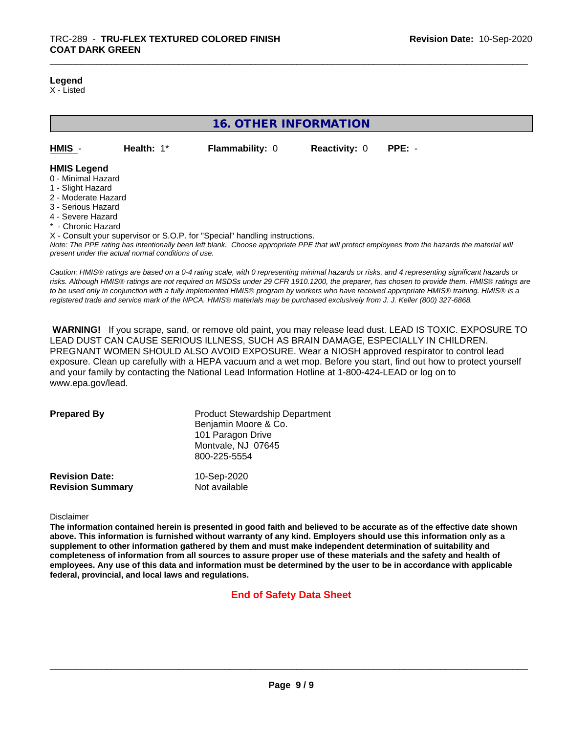**Legend**
X - Listed

## 16. OTHER INFORMATION

| HMIS - | Health: 1* | Flammability: 0 | Reactivity: 0 | PPE: - |
|---|---|---|---|---|

**HMIS Legend**
0 - Minimal Hazard
1 - Slight Hazard
2 - Moderate Hazard
3 - Serious Hazard
4 - Severe Hazard
* - Chronic Hazard
X - Consult your supervisor or S.O.P. for "Special" handling instructions.
*Note: The PPE rating has intentionally been left blank. Choose appropriate PPE that will protect employees from the hazards the material will present under the actual normal conditions of use.*

*Caution: HMIS® ratings are based on a 0-4 rating scale, with 0 representing minimal hazards or risks, and 4 representing significant hazards or risks. Although HMIS® ratings are not required on MSDSs under 29 CFR 1910.1200, the preparer, has chosen to provide them. HMIS® ratings are to be used only in conjunction with a fully implemented HMIS® program by workers who have received appropriate HMIS® training. HMIS® is a registered trade and service mark of the NPCA. HMIS® materials may be purchased exclusively from J. J. Keller (800) 327-6868.*

**WARNING!** If you scrape, sand, or remove old paint, you may release lead dust. LEAD IS TOXIC. EXPOSURE TO LEAD DUST CAN CAUSE SERIOUS ILLNESS, SUCH AS BRAIN DAMAGE, ESPECIALLY IN CHILDREN. PREGNANT WOMEN SHOULD ALSO AVOID EXPOSURE. Wear a NIOSH approved respirator to control lead exposure. Clean up carefully with a HEPA vacuum and a wet mop. Before you start, find out how to protect yourself and your family by contacting the National Lead Information Hotline at 1-800-424-LEAD or log on to www.epa.gov/lead.

**Prepared By** Product Stewardship Department
Benjamin Moore & Co.
101 Paragon Drive
Montvale, NJ 07645
800-225-5554

**Revision Date:** 10-Sep-2020
**Revision Summary** Not available

Disclaimer
**The information contained herein is presented in good faith and believed to be accurate as of the effective date shown above. This information is furnished without warranty of any kind. Employers should use this information only as a supplement to other information gathered by them and must make independent determination of suitability and completeness of information from all sources to assure proper use of these materials and the safety and health of employees. Any use of this data and information must be determined by the user to be in accordance with applicable federal, provincial, and local laws and regulations.**

**End of Safety Data Sheet**